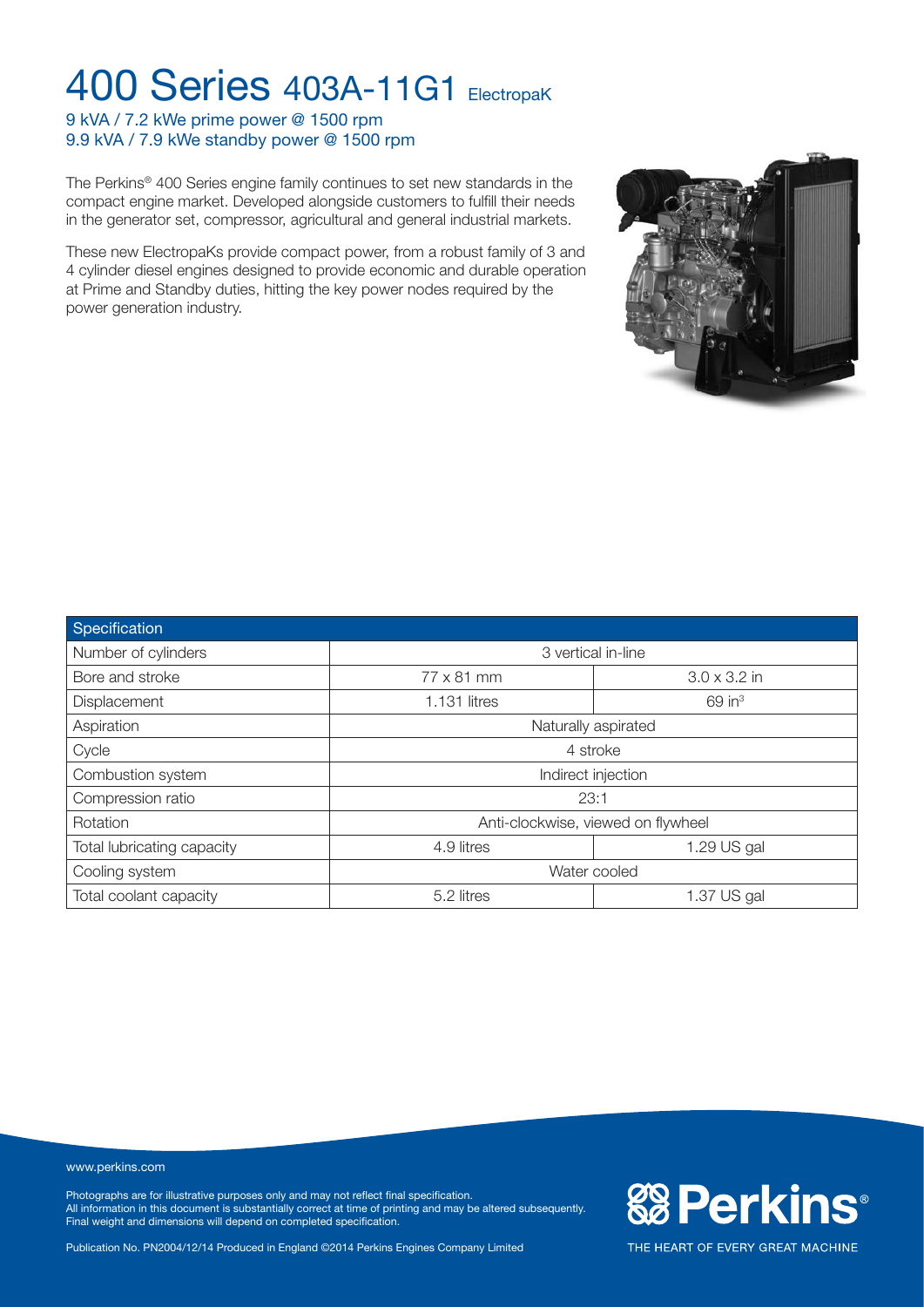# 400 Series 403A-11G1 ElectropaK

9 kVA / 7.2 kWe prime power @ 1500 rpm
9.9 kVA / 7.9 kWe standby power @ 1500 rpm

The Perkins® 400 Series engine family continues to set new standards in the compact engine market. Developed alongside customers to fulfill their needs in the generator set, compressor, agricultural and general industrial markets.

These new ElectropaKs provide compact power, from a robust family of 3 and 4 cylinder diesel engines designed to provide economic and durable operation at Prime and Standby duties, hitting the key power nodes required by the power generation industry.

| Specification | | |
|---|---|---|
| Number of cylinders | 3 vertical in-line | |
| Bore and stroke | 77 x 81 mm | 3.0 x 3.2 in |
| Displacement | 1.131 litres | 69 $in^3$ |
| Aspiration | Naturally aspirated | |
| Cycle | 4 stroke | |
| Combustion system | Indirect injection | |
| Compression ratio | 23:1 | |
| Rotation | Anti-clockwise, viewed on flywheel | |
| Total lubricating capacity | 4.9 litres | 1.29 US gal |
| Cooling system | Water cooled | |
| Total coolant capacity | 5.2 litres | 1.37 US gal |

www.perkins.com

Photographs are for illustrative purposes only and may not reflect final specification.
All information in this document is substantially correct at time of printing and may be altered subsequently.
Final weight and dimensions will depend on completed specification.

Publication No. PN2004/12/14 Produced in England ©2014 Perkins Engines Company Limited

Perkins®

THE HEART OF EVERY GREAT MACHINE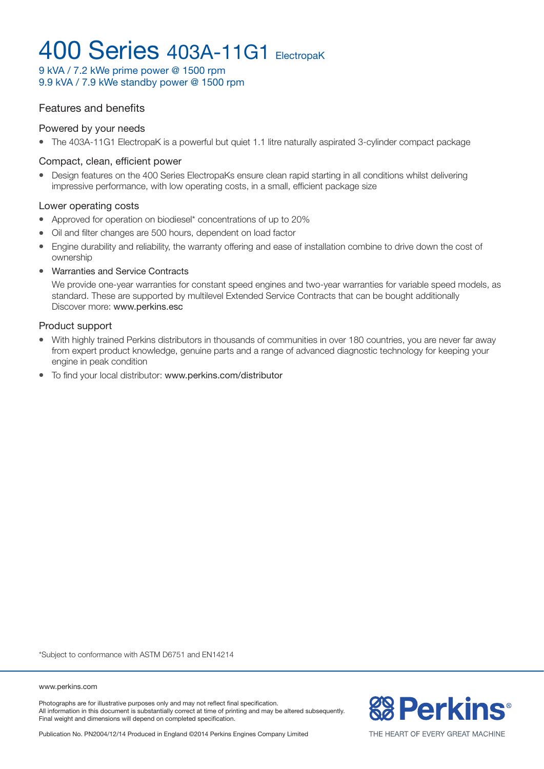# 400 Series 403A-11G1 ElectropaK

9 kVA / 7.2 kWe prime power @ 1500 rpm
9.9 kVA / 7.9 kWe standby power @ 1500 rpm

## Features and benefits

### Powered by your needs

- The 403A-11G1 ElectropaK is a powerful but quiet 1.1 litre naturally aspirated 3-cylinder compact package

### Compact, clean, efficient power

- Design features on the 400 Series ElectropaKs ensure clean rapid starting in all conditions whilst delivering impressive performance, with low operating costs, in a small, efficient package size

### Lower operating costs

- Approved for operation on biodiesel* concentrations of up to 20%
- Oil and filter changes are 500 hours, dependent on load factor
- Engine durability and reliability, the warranty offering and ease of installation combine to drive down the cost of ownership
- Warranties and Service Contracts

  We provide one-year warranties for constant speed engines and two-year warranties for variable speed models, as standard. These are supported by multilevel Extended Service Contracts that can be bought additionally
  Discover more: www.perkins.esc

### Product support

- With highly trained Perkins distributors in thousands of communities in over 180 countries, you are never far away from expert product knowledge, genuine parts and a range of advanced diagnostic technology for keeping your engine in peak condition
- To find your local distributor: www.perkins.com/distributor

*Subject to conformance with ASTM D6751 and EN14214

www.perkins.com

Photographs are for illustrative purposes only and may not reflect final specification.
All information in this document is substantially correct at time of printing and may be altered subsequently.
Final weight and dimensions will depend on completed specification.

Publication No. PN2004/12/14 Produced in England ©2014 Perkins Engines Company Limited

Perkins®

THE HEART OF EVERY GREAT MACHINE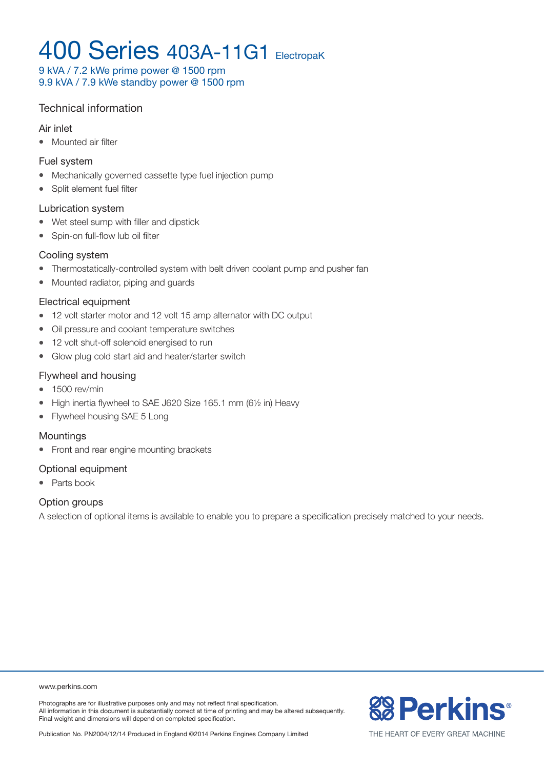# 400 Series 403A-11G1 ElectropaK

9 kVA / 7.2 kWe prime power @ 1500 rpm
9.9 kVA / 7.9 kWe standby power @ 1500 rpm

## Technical information

### Air inlet

- Mounted air filter

### Fuel system

- Mechanically governed cassette type fuel injection pump
- Split element fuel filter

### Lubrication system

- Wet steel sump with filler and dipstick
- Spin-on full-flow lub oil filter

### Cooling system

- Thermostatically-controlled system with belt driven coolant pump and pusher fan
- Mounted radiator, piping and guards

### Electrical equipment

- 12 volt starter motor and 12 volt 15 amp alternator with DC output
- Oil pressure and coolant temperature switches
- 12 volt shut-off solenoid energised to run
- Glow plug cold start aid and heater/starter switch

### Flywheel and housing

- 1500 rev/min
- High inertia flywheel to SAE J620 Size 165.1 mm (6½ in) Heavy
- Flywheel housing SAE 5 Long

### Mountings

- Front and rear engine mounting brackets

### Optional equipment

- Parts book

### Option groups

A selection of optional items is available to enable you to prepare a specification precisely matched to your needs.

www.perkins.com

Photographs are for illustrative purposes only and may not reflect final specification.
All information in this document is substantially correct at time of printing and may be altered subsequently.
Final weight and dimensions will depend on completed specification.

Publication No. PN2004/12/14 Produced in England ©2014 Perkins Engines Company Limited

Perkins®
THE HEART OF EVERY GREAT MACHINE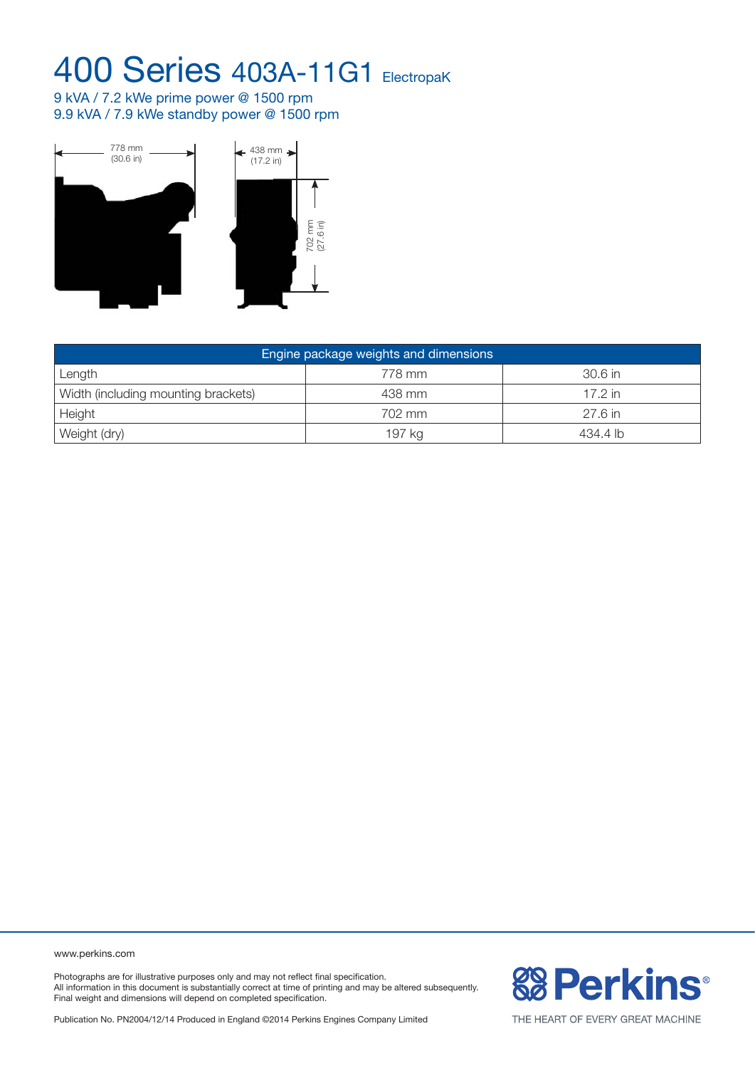# 400 Series 403A-11G1 ElectropaK

9 kVA / 7.2 kWe prime power @ 1500 rpm
9.9 kVA / 7.9 kWe standby power @ 1500 rpm

| Engine package weights and dimensions | | |
|---|---|---|
| Length | 778 mm | 30.6 in |
| Width (including mounting brackets) | 438 mm | 17.2 in |
| Height | 702 mm | 27.6 in |
| Weight (dry) | 197 kg | 434.4 lb |

www.perkins.com

Photographs are for illustrative purposes only and may not reflect final specification.
All information in this document is substantially correct at time of printing and may be altered subsequently.
Final weight and dimensions will depend on completed specification.

Publication No. PN2004/12/14 Produced in England ©2014 Perkins Engines Company Limited

Perkins®

THE HEART OF EVERY GREAT MACHINE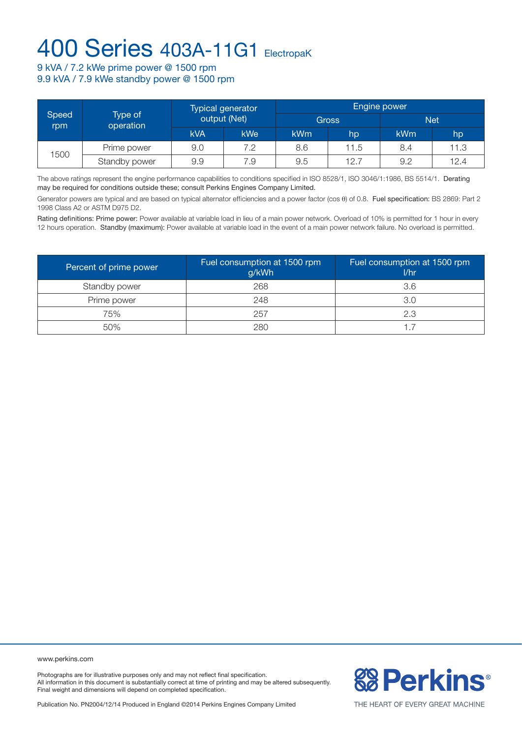# 400 Series 403A-11G1 ElectropaK

9 kVA / 7.2 kWe prime power @ 1500 rpm
9.9 kVA / 7.9 kWe standby power @ 1500 rpm

| Speed rpm | Type of operation | Typical generator output (Net) | | Engine power | | | |
|---|---|---|---|---|---|---|---|
| | | | | Gross | | Net | |
| | | kVA | kWe | kWm | hp | kWm | hp |
| 1500 | Prime power | 9.0 | 7.2 | 8.6 | 11.5 | 8.4 | 11.3 |
| | Standby power | 9.9 | 7.9 | 9.5 | 12.7 | 9.2 | 12.4 |

The above ratings represent the engine performance capabilities to conditions specified in ISO 8528/1, ISO 3046/1:1986, BS 5514/1. Derating may be required for conditions outside these; consult Perkins Engines Company Limited.

Generator powers are typical and are based on typical alternator efficiencies and a power factor (cos θ) of 0.8. Fuel specification: BS 2869: Part 2 1998 Class A2 or ASTM D975 D2.

Rating definitions: Prime power: Power available at variable load in lieu of a main power network. Overload of 10% is permitted for 1 hour in every 12 hours operation. Standby (maximum): Power available at variable load in the event of a main power network failure. No overload is permitted.

| Percent of prime power | Fuel consumption at 1500 rpm g/kWh | Fuel consumption at 1500 rpm l/hr |
|---|---|---|
| Standby power | 268 | 3.6 |
| Prime power | 248 | 3.0 |
| 75% | 257 | 2.3 |
| 50% | 280 | 1.7 |

www.perkins.com

Photographs are for illustrative purposes only and may not reflect final specification.
All information in this document is substantially correct at time of printing and may be altered subsequently.
Final weight and dimensions will depend on completed specification.

Publication No. PN2004/12/14 Produced in England ©2014 Perkins Engines Company Limited

Perkins®
THE HEART OF EVERY GREAT MACHINE